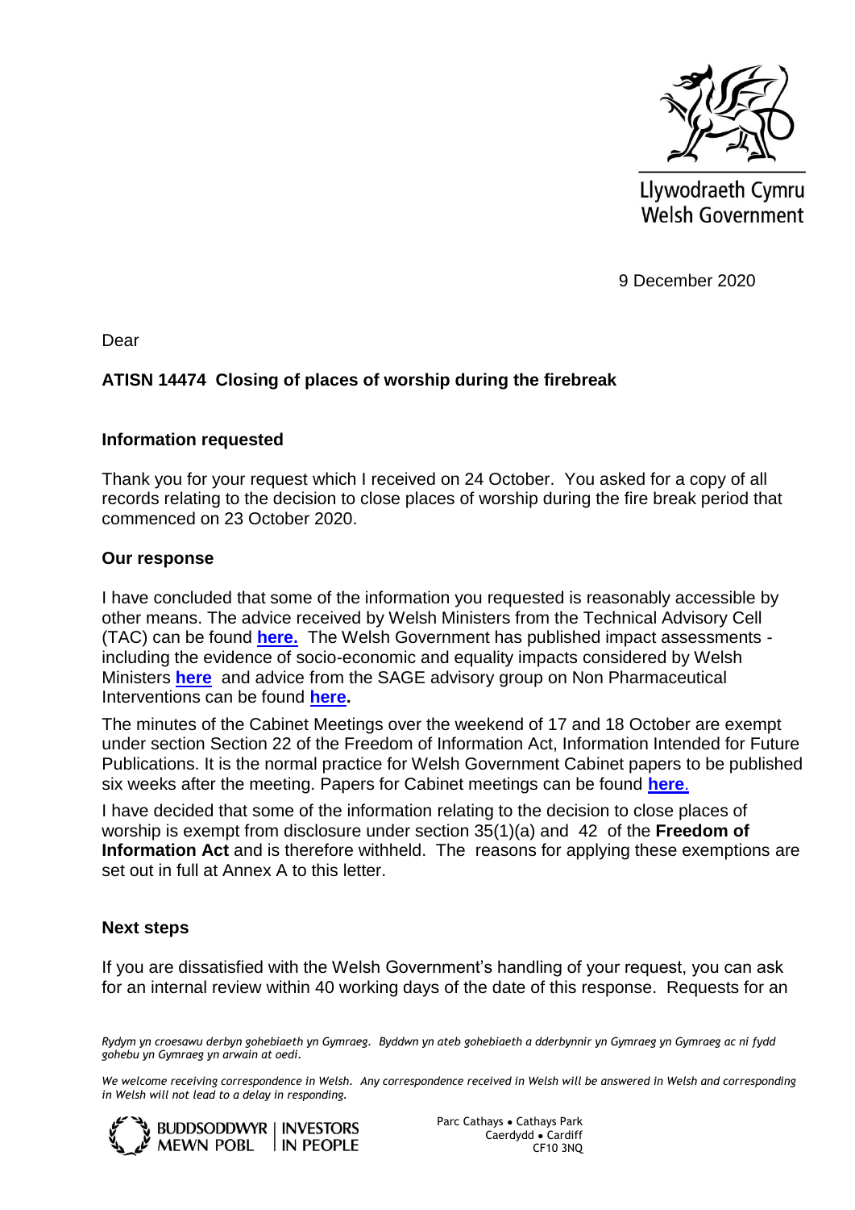Llywodraeth Cymru
Welsh Government

9 December 2020

Dear

**ATISN 14474 Closing of places of worship during the firebreak**

**Information requested**

Thank you for your request which I received on 24 October. You asked for a copy of all records relating to the decision to close places of worship during the fire break period that commenced on 23 October 2020.

**Our response**

I have concluded that some of the information you requested is reasonably accessible by other means. The advice received by Welsh Ministers from the Technical Advisory Cell (TAC) can be found **here.** The Welsh Government has published impact assessments - including the evidence of socio-economic and equality impacts considered by Welsh Ministers **here** and advice from the SAGE advisory group on Non Pharmaceutical Interventions can be found **here.**

The minutes of the Cabinet Meetings over the weekend of 17 and 18 October are exempt under section Section 22 of the Freedom of Information Act, Information Intended for Future Publications. It is the normal practice for Welsh Government Cabinet papers to be published six weeks after the meeting. Papers for Cabinet meetings can be found **here**.

I have decided that some of the information relating to the decision to close places of worship is exempt from disclosure under section 35(1)(a) and 42 of the **Freedom of Information Act** and is therefore withheld. The reasons for applying these exemptions are set out in full at Annex A to this letter.

**Next steps**

If you are dissatisfied with the Welsh Government's handling of your request, you can ask for an internal review within 40 working days of the date of this response. Requests for an

*Rydym yn croesawu derbyn gohebiaeth yn Gymraeg. Byddwn yn ateb gohebiaeth a dderbynnir yn Gymraeg yn Gymraeg ac ni fydd gohebu yn Gymraeg yn arwain at oedi.*

*We welcome receiving correspondence in Welsh. Any correspondence received in Welsh will be answered in Welsh and corresponding in Welsh will not lead to a delay in responding.*

BUDDSODDWYR MEWN POBL | INVESTORS IN PEOPLE

Parc Cathays • Cathays Park
Caerdydd • Cardiff
CF10 3NQ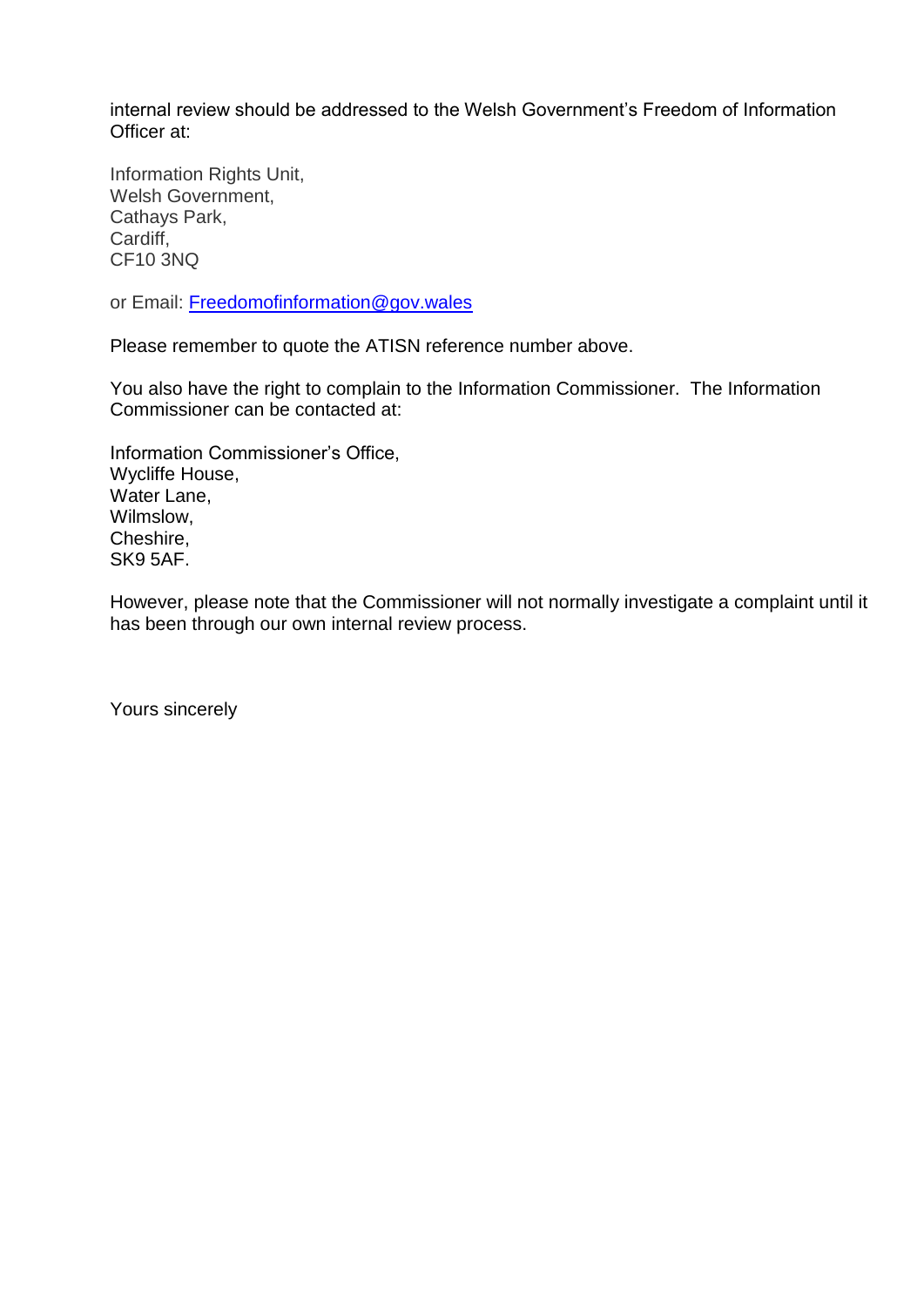internal review should be addressed to the Welsh Government's Freedom of Information Officer at:

Information Rights Unit,  
Welsh Government,  
Cathays Park,  
Cardiff,  
CF10 3NQ

or Email: [Freedomofinformation@gov.wales](mailto:Freedomofinformation@gov.wales)

Please remember to quote the ATISN reference number above.

You also have the right to complain to the Information Commissioner. The Information Commissioner can be contacted at:

Information Commissioner's Office,  
Wycliffe House,  
Water Lane,  
Wilmslow,  
Cheshire,  
SK9 5AF.

However, please note that the Commissioner will not normally investigate a complaint until it has been through our own internal review process.

Yours sincerely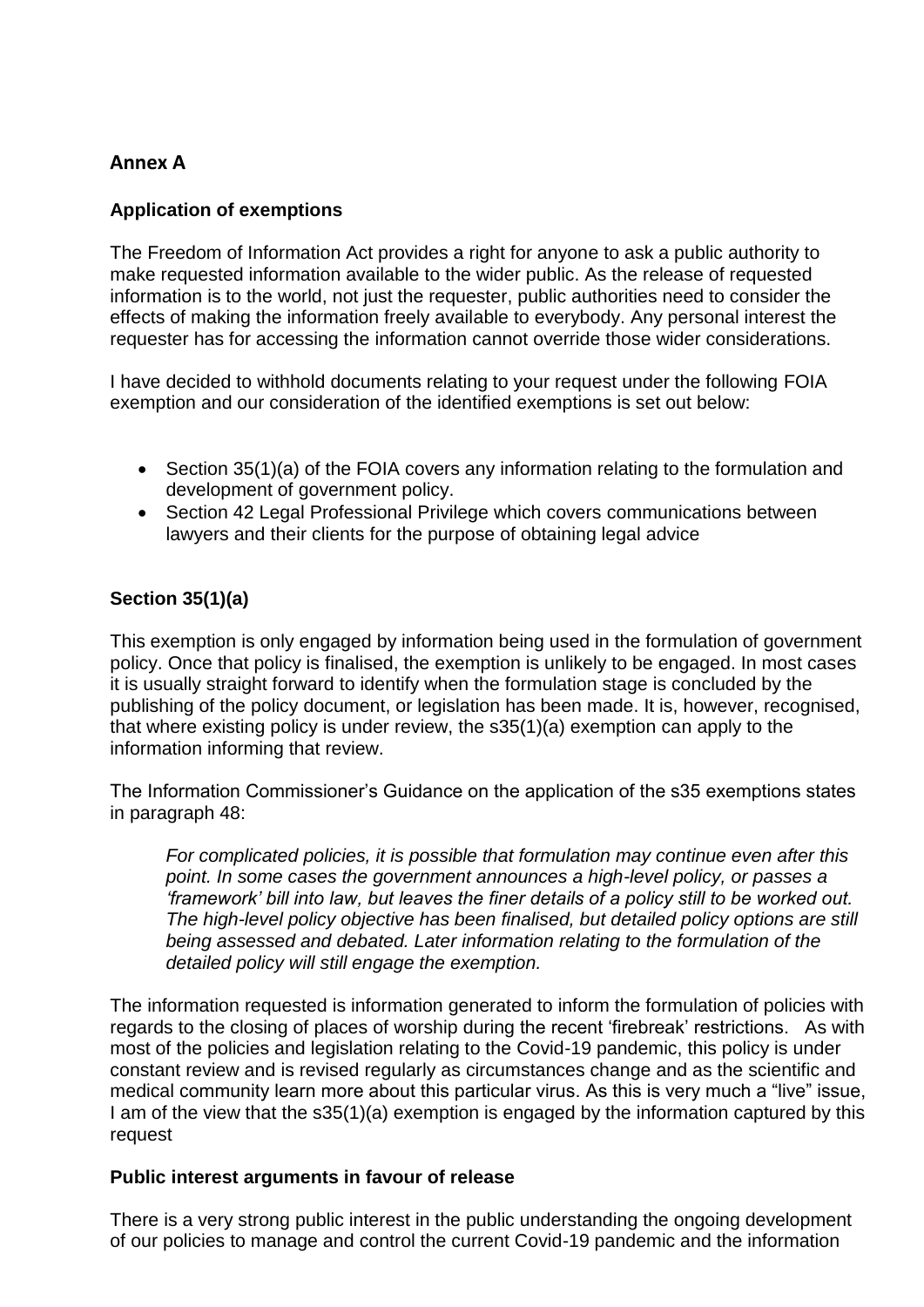## Annex A

### Application of exemptions

The Freedom of Information Act provides a right for anyone to ask a public authority to make requested information available to the wider public. As the release of requested information is to the world, not just the requester, public authorities need to consider the effects of making the information freely available to everybody. Any personal interest the requester has for accessing the information cannot override those wider considerations.

I have decided to withhold documents relating to your request under the following FOIA exemption and our consideration of the identified exemptions is set out below:

- Section 35(1)(a) of the FOIA covers any information relating to the formulation and development of government policy.
- Section 42 Legal Professional Privilege which covers communications between lawyers and their clients for the purpose of obtaining legal advice

### Section 35(1)(a)

This exemption is only engaged by information being used in the formulation of government policy. Once that policy is finalised, the exemption is unlikely to be engaged. In most cases it is usually straight forward to identify when the formulation stage is concluded by the publishing of the policy document, or legislation has been made. It is, however, recognised, that where existing policy is under review, the s35(1)(a) exemption can apply to the information informing that review.

The Information Commissioner's Guidance on the application of the s35 exemptions states in paragraph 48:

> *For complicated policies, it is possible that formulation may continue even after this point. In some cases the government announces a high-level policy, or passes a 'framework' bill into law, but leaves the finer details of a policy still to be worked out. The high-level policy objective has been finalised, but detailed policy options are still being assessed and debated. Later information relating to the formulation of the detailed policy will still engage the exemption.*

The information requested is information generated to inform the formulation of policies with regards to the closing of places of worship during the recent 'firebreak' restrictions. As with most of the policies and legislation relating to the Covid-19 pandemic, this policy is under constant review and is revised regularly as circumstances change and as the scientific and medical community learn more about this particular virus. As this is very much a "live" issue, I am of the view that the s35(1)(a) exemption is engaged by the information captured by this request

### Public interest arguments in favour of release

There is a very strong public interest in the public understanding the ongoing development of our policies to manage and control the current Covid-19 pandemic and the information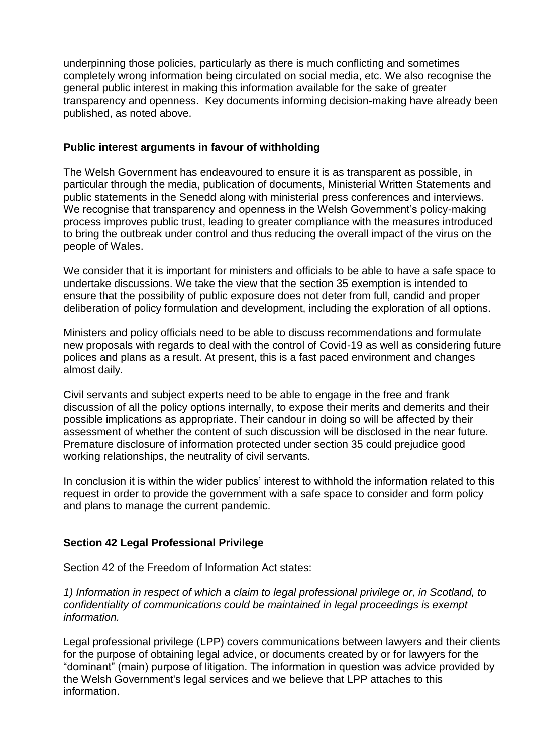underpinning those policies, particularly as there is much conflicting and sometimes completely wrong information being circulated on social media, etc. We also recognise the general public interest in making this information available for the sake of greater transparency and openness. Key documents informing decision-making have already been published, as noted above.

**Public interest arguments in favour of withholding**

The Welsh Government has endeavoured to ensure it is as transparent as possible, in particular through the media, publication of documents, Ministerial Written Statements and public statements in the Senedd along with ministerial press conferences and interviews. We recognise that transparency and openness in the Welsh Government's policy-making process improves public trust, leading to greater compliance with the measures introduced to bring the outbreak under control and thus reducing the overall impact of the virus on the people of Wales.

We consider that it is important for ministers and officials to be able to have a safe space to undertake discussions. We take the view that the section 35 exemption is intended to ensure that the possibility of public exposure does not deter from full, candid and proper deliberation of policy formulation and development, including the exploration of all options.

Ministers and policy officials need to be able to discuss recommendations and formulate new proposals with regards to deal with the control of Covid-19 as well as considering future polices and plans as a result. At present, this is a fast paced environment and changes almost daily.

Civil servants and subject experts need to be able to engage in the free and frank discussion of all the policy options internally, to expose their merits and demerits and their possible implications as appropriate. Their candour in doing so will be affected by their assessment of whether the content of such discussion will be disclosed in the near future. Premature disclosure of information protected under section 35 could prejudice good working relationships, the neutrality of civil servants.

In conclusion it is within the wider publics' interest to withhold the information related to this request in order to provide the government with a safe space to consider and form policy and plans to manage the current pandemic.

**Section 42 Legal Professional Privilege**

Section 42 of the Freedom of Information Act states:

*1) Information in respect of which a claim to legal professional privilege or, in Scotland, to confidentiality of communications could be maintained in legal proceedings is exempt information.*

Legal professional privilege (LPP) covers communications between lawyers and their clients for the purpose of obtaining legal advice, or documents created by or for lawyers for the "dominant" (main) purpose of litigation. The information in question was advice provided by the Welsh Government's legal services and we believe that LPP attaches to this information.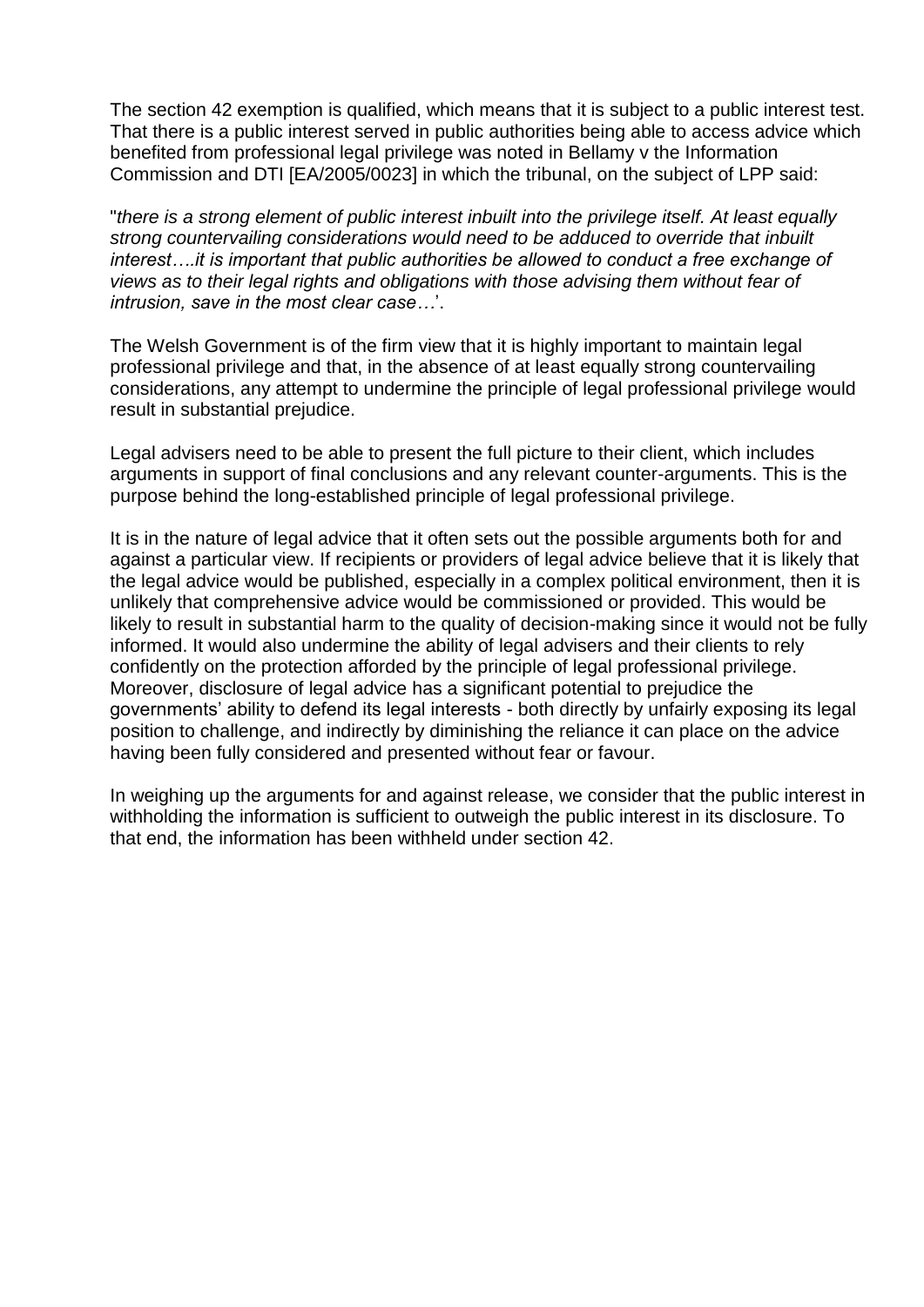The section 42 exemption is qualified, which means that it is subject to a public interest test. That there is a public interest served in public authorities being able to access advice which benefited from professional legal privilege was noted in Bellamy v the Information Commission and DTI [EA/2005/0023] in which the tribunal, on the subject of LPP said:

"*there is a strong element of public interest inbuilt into the privilege itself. At least equally strong countervailing considerations would need to be adduced to override that inbuilt interest….it is important that public authorities be allowed to conduct a free exchange of views as to their legal rights and obligations with those advising them without fear of intrusion, save in the most clear case*…'.

The Welsh Government is of the firm view that it is highly important to maintain legal professional privilege and that, in the absence of at least equally strong countervailing considerations, any attempt to undermine the principle of legal professional privilege would result in substantial prejudice.

Legal advisers need to be able to present the full picture to their client, which includes arguments in support of final conclusions and any relevant counter-arguments. This is the purpose behind the long-established principle of legal professional privilege.

It is in the nature of legal advice that it often sets out the possible arguments both for and against a particular view. If recipients or providers of legal advice believe that it is likely that the legal advice would be published, especially in a complex political environment, then it is unlikely that comprehensive advice would be commissioned or provided. This would be likely to result in substantial harm to the quality of decision-making since it would not be fully informed. It would also undermine the ability of legal advisers and their clients to rely confidently on the protection afforded by the principle of legal professional privilege. Moreover, disclosure of legal advice has a significant potential to prejudice the governments' ability to defend its legal interests - both directly by unfairly exposing its legal position to challenge, and indirectly by diminishing the reliance it can place on the advice having been fully considered and presented without fear or favour.

In weighing up the arguments for and against release, we consider that the public interest in withholding the information is sufficient to outweigh the public interest in its disclosure. To that end, the information has been withheld under section 42.